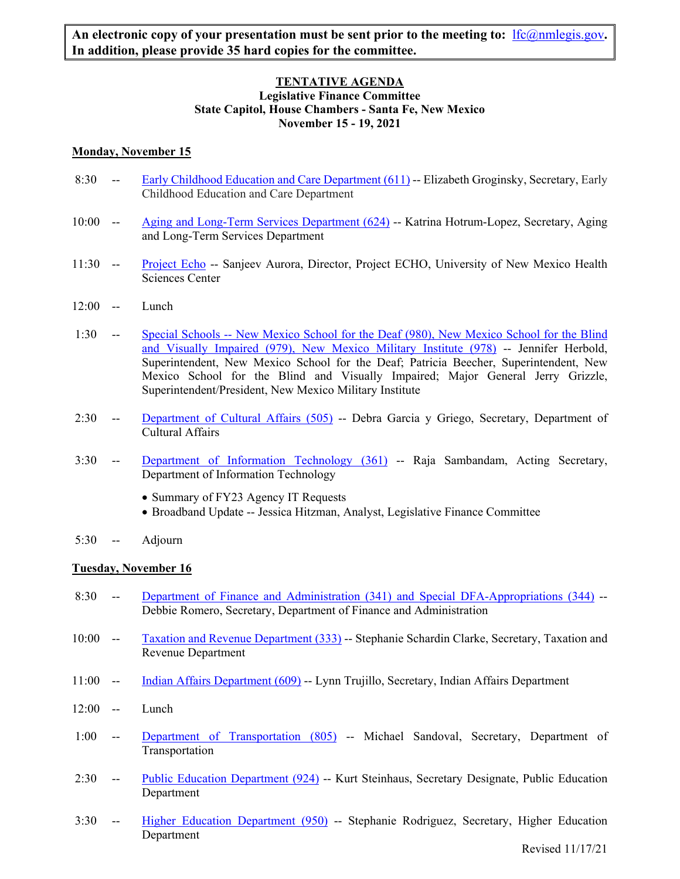**An electronic copy of your presentation must be sent prior to the meeting to: lfc@nmlegis.gov. In addition, please provide 35 hard copies for the committee.**

# TENTATIVE AGENDA

**Legislative Finance Committee**
**State Capitol, House Chambers - Santa Fe, New Mexico**
**November 15 - 19, 2021**

## Monday, November 15

8:30 -- Early Childhood Education and Care Department (611) -- Elizabeth Groginsky, Secretary, Early Childhood Education and Care Department

10:00 -- Aging and Long-Term Services Department (624) -- Katrina Hotrum-Lopez, Secretary, Aging and Long-Term Services Department

11:30 -- Project Echo -- Sanjeev Aurora, Director, Project ECHO, University of New Mexico Health Sciences Center

12:00 -- Lunch

1:30 -- Special Schools -- New Mexico School for the Deaf (980), New Mexico School for the Blind and Visually Impaired (979), New Mexico Military Institute (978) -- Jennifer Herbold, Superintendent, New Mexico School for the Deaf; Patricia Beecher, Superintendent, New Mexico School for the Blind and Visually Impaired; Major General Jerry Grizzle, Superintendent/President, New Mexico Military Institute

2:30 -- Department of Cultural Affairs (505) -- Debra Garcia y Griego, Secretary, Department of Cultural Affairs

3:30 -- Department of Information Technology (361) -- Raja Sambandam, Acting Secretary, Department of Information Technology

- Summary of FY23 Agency IT Requests
- Broadband Update -- Jessica Hitzman, Analyst, Legislative Finance Committee

5:30 -- Adjourn

## Tuesday, November 16

8:30 -- Department of Finance and Administration (341) and Special DFA-Appropriations (344) -- Debbie Romero, Secretary, Department of Finance and Administration

10:00 -- Taxation and Revenue Department (333) -- Stephanie Schardin Clarke, Secretary, Taxation and Revenue Department

11:00 -- Indian Affairs Department (609) -- Lynn Trujillo, Secretary, Indian Affairs Department

12:00 -- Lunch

1:00 -- Department of Transportation (805) -- Michael Sandoval, Secretary, Department of Transportation

2:30 -- Public Education Department (924) -- Kurt Steinhaus, Secretary Designate, Public Education Department

3:30 -- Higher Education Department (950) -- Stephanie Rodriguez, Secretary, Higher Education Department

Revised 11/17/21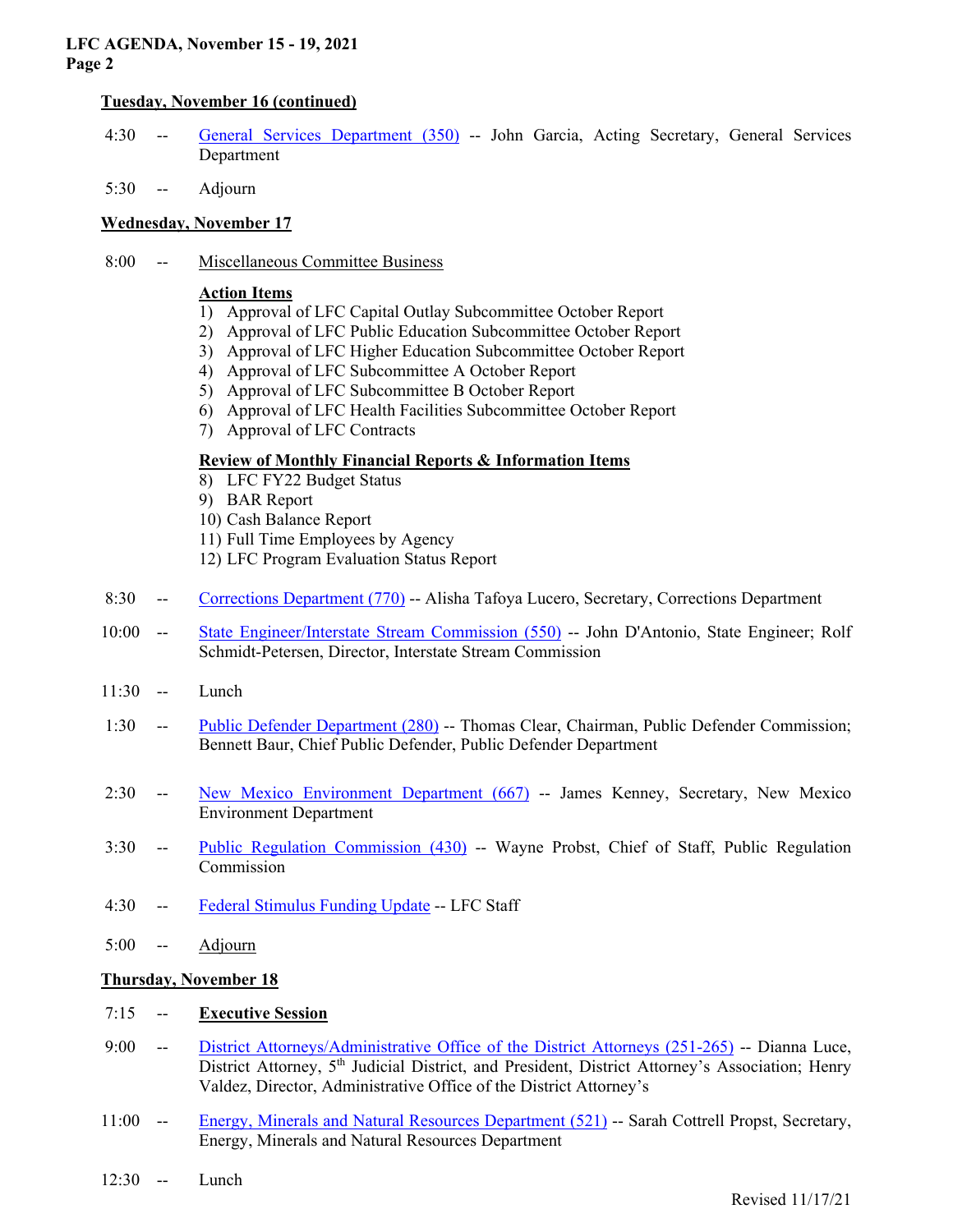**Tuesday, November 16 (continued)**

4:30 -- General Services Department (350) -- John Garcia, Acting Secretary, General Services Department

5:30 -- Adjourn

**Wednesday, November 17**

8:00 -- Miscellaneous Committee Business

**Action Items**

1) Approval of LFC Capital Outlay Subcommittee October Report
2) Approval of LFC Public Education Subcommittee October Report
3) Approval of LFC Higher Education Subcommittee October Report
4) Approval of LFC Subcommittee A October Report
5) Approval of LFC Subcommittee B October Report
6) Approval of LFC Health Facilities Subcommittee October Report
7) Approval of LFC Contracts

**Review of Monthly Financial Reports & Information Items**

8) LFC FY22 Budget Status
9) BAR Report
10) Cash Balance Report
11) Full Time Employees by Agency
12) LFC Program Evaluation Status Report

8:30 -- Corrections Department (770) -- Alisha Tafoya Lucero, Secretary, Corrections Department

10:00 -- State Engineer/Interstate Stream Commission (550) -- John D'Antonio, State Engineer; Rolf Schmidt-Petersen, Director, Interstate Stream Commission

11:30 -- Lunch

1:30 -- Public Defender Department (280) -- Thomas Clear, Chairman, Public Defender Commission; Bennett Baur, Chief Public Defender, Public Defender Department

2:30 -- New Mexico Environment Department (667) -- James Kenney, Secretary, New Mexico Environment Department

3:30 -- Public Regulation Commission (430) -- Wayne Probst, Chief of Staff, Public Regulation Commission

4:30 -- Federal Stimulus Funding Update -- LFC Staff

5:00 -- Adjourn

**Thursday, November 18**

7:15 -- **Executive Session**

9:00 -- District Attorneys/Administrative Office of the District Attorneys (251-265) -- Dianna Luce, District Attorney, 5th Judicial District, and President, District Attorney's Association; Henry Valdez, Director, Administrative Office of the District Attorney's

11:00 -- Energy, Minerals and Natural Resources Department (521) -- Sarah Cottrell Propst, Secretary, Energy, Minerals and Natural Resources Department

12:30 -- Lunch

Revised 11/17/21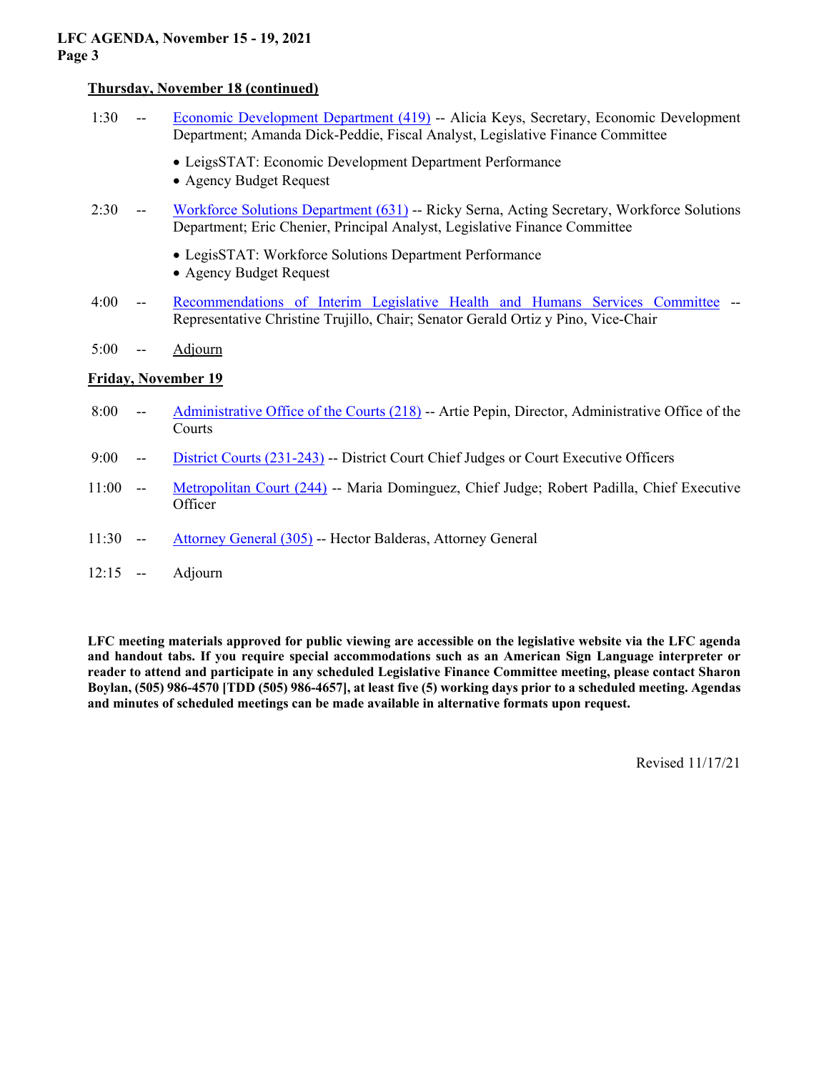**LFC AGENDA, November 15 - 19, 2021**

**Thursday, November 18 (continued)**

1:30 -- Economic Development Department (419) -- Alicia Keys, Secretary, Economic Development Department; Amanda Dick-Peddie, Fiscal Analyst, Legislative Finance Committee

- LeigsSTAT: Economic Development Department Performance
- Agency Budget Request

2:30 -- Workforce Solutions Department (631) -- Ricky Serna, Acting Secretary, Workforce Solutions Department; Eric Chenier, Principal Analyst, Legislative Finance Committee

- LegisSTAT: Workforce Solutions Department Performance
- Agency Budget Request

4:00 -- Recommendations of Interim Legislative Health and Humans Services Committee -- Representative Christine Trujillo, Chair; Senator Gerald Ortiz y Pino, Vice-Chair

5:00 -- Adjourn

**Friday, November 19**

8:00 -- Administrative Office of the Courts (218) -- Artie Pepin, Director, Administrative Office of the Courts

9:00 -- District Courts (231-243) -- District Court Chief Judges or Court Executive Officers

11:00 -- Metropolitan Court (244) -- Maria Dominguez, Chief Judge; Robert Padilla, Chief Executive Officer

11:30 -- Attorney General (305) -- Hector Balderas, Attorney General

12:15 -- Adjourn

**LFC meeting materials approved for public viewing are accessible on the legislative website via the LFC agenda and handout tabs. If you require special accommodations such as an American Sign Language interpreter or reader to attend and participate in any scheduled Legislative Finance Committee meeting, please contact Sharon Boylan, (505) 986-4570 [TDD (505) 986-4657], at least five (5) working days prior to a scheduled meeting. Agendas and minutes of scheduled meetings can be made available in alternative formats upon request.**

Revised 11/17/21